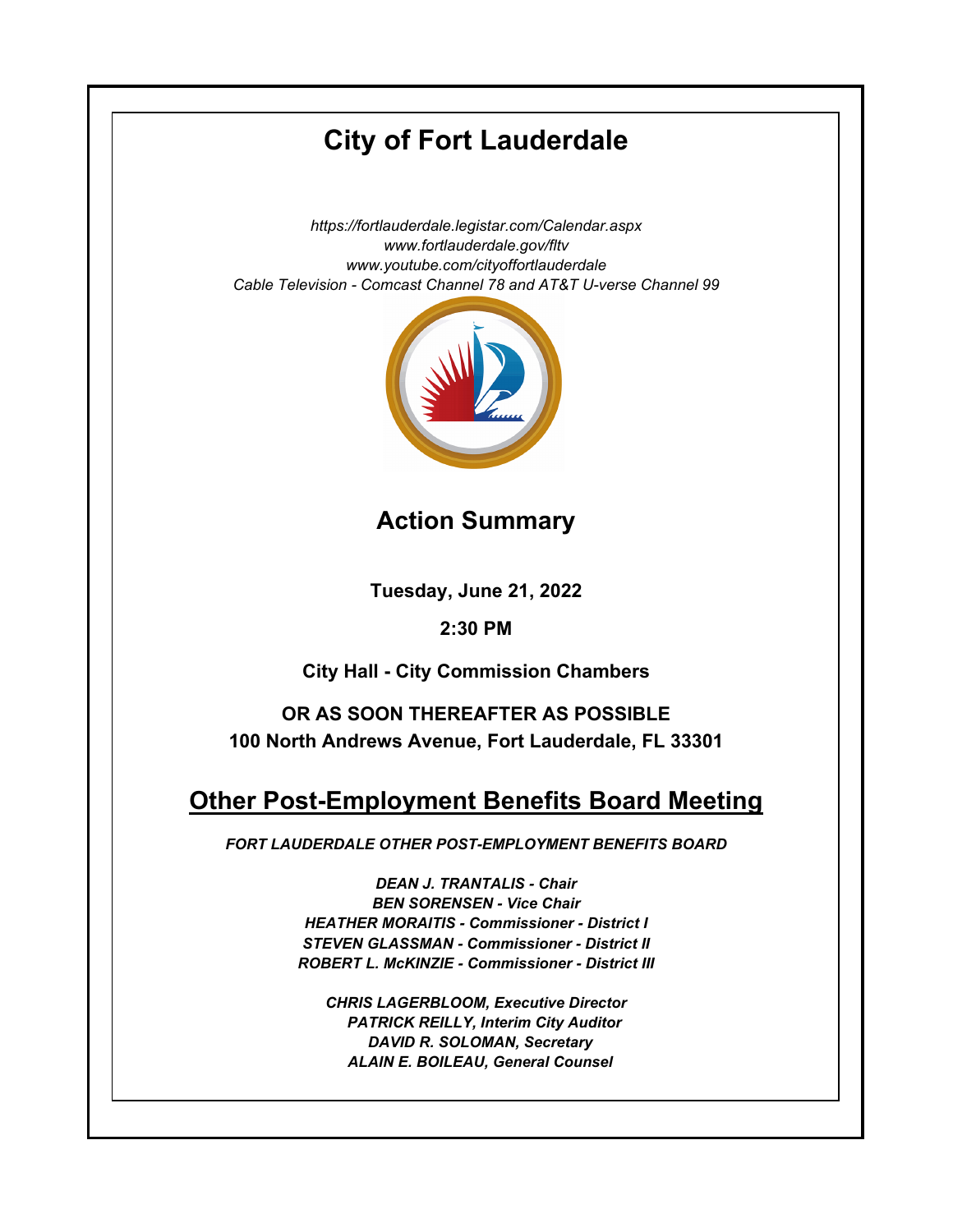# City of Fort Lauderdale

*https://fortlauderdale.legistar.com/Calendar.aspx*
*www.fortlauderdale.gov/fltv*
*www.youtube.com/cityoffortlauderdale*
*Cable Television - Comcast Channel 78 and AT&T U-verse Channel 99*

## Action Summary

**Tuesday, June 21, 2022**

**2:30 PM**

**City Hall - City Commission Chambers**

**OR AS SOON THEREAFTER AS POSSIBLE**
**100 North Andrews Avenue, Fort Lauderdale, FL 33301**

## Other Post-Employment Benefits Board Meeting

***FORT LAUDERDALE OTHER POST-EMPLOYMENT BENEFITS BOARD***

***DEAN J. TRANTALIS - Chair***
***BEN SORENSEN - Vice Chair***
***HEATHER MORAITIS - Commissioner - District I***
***STEVEN GLASSMAN - Commissioner - District II***
***ROBERT L. McKINZIE - Commissioner - District III***

***CHRIS LAGERBLOOM, Executive Director***
***PATRICK REILLY, Interim City Auditor***
***DAVID R. SOLOMAN, Secretary***
***ALAIN E. BOILEAU, General Counsel***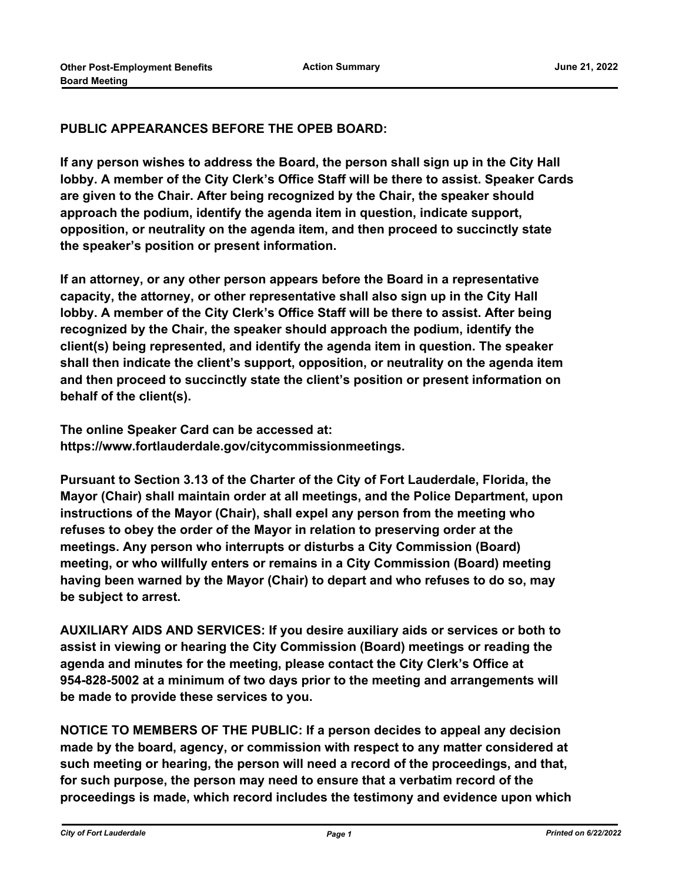**PUBLIC APPEARANCES BEFORE THE OPEB BOARD:**

**If any person wishes to address the Board, the person shall sign up in the City Hall lobby. A member of the City Clerk's Office Staff will be there to assist. Speaker Cards are given to the Chair. After being recognized by the Chair, the speaker should approach the podium, identify the agenda item in question, indicate support, opposition, or neutrality on the agenda item, and then proceed to succinctly state the speaker's position or present information.**

**If an attorney, or any other person appears before the Board in a representative capacity, the attorney, or other representative shall also sign up in the City Hall lobby. A member of the City Clerk's Office Staff will be there to assist. After being recognized by the Chair, the speaker should approach the podium, identify the client(s) being represented, and identify the agenda item in question. The speaker shall then indicate the client's support, opposition, or neutrality on the agenda item and then proceed to succinctly state the client's position or present information on behalf of the client(s).**

**The online Speaker Card can be accessed at: https://www.fortlauderdale.gov/citycommissionmeetings.**

**Pursuant to Section 3.13 of the Charter of the City of Fort Lauderdale, Florida, the Mayor (Chair) shall maintain order at all meetings, and the Police Department, upon instructions of the Mayor (Chair), shall expel any person from the meeting who refuses to obey the order of the Mayor in relation to preserving order at the meetings. Any person who interrupts or disturbs a City Commission (Board) meeting, or who willfully enters or remains in a City Commission (Board) meeting having been warned by the Mayor (Chair) to depart and who refuses to do so, may be subject to arrest.**

**AUXILIARY AIDS AND SERVICES: If you desire auxiliary aids or services or both to assist in viewing or hearing the City Commission (Board) meetings or reading the agenda and minutes for the meeting, please contact the City Clerk's Office at 954-828-5002 at a minimum of two days prior to the meeting and arrangements will be made to provide these services to you.**

**NOTICE TO MEMBERS OF THE PUBLIC: If a person decides to appeal any decision made by the board, agency, or commission with respect to any matter considered at such meeting or hearing, the person will need a record of the proceedings, and that, for such purpose, the person may need to ensure that a verbatim record of the proceedings is made, which record includes the testimony and evidence upon which**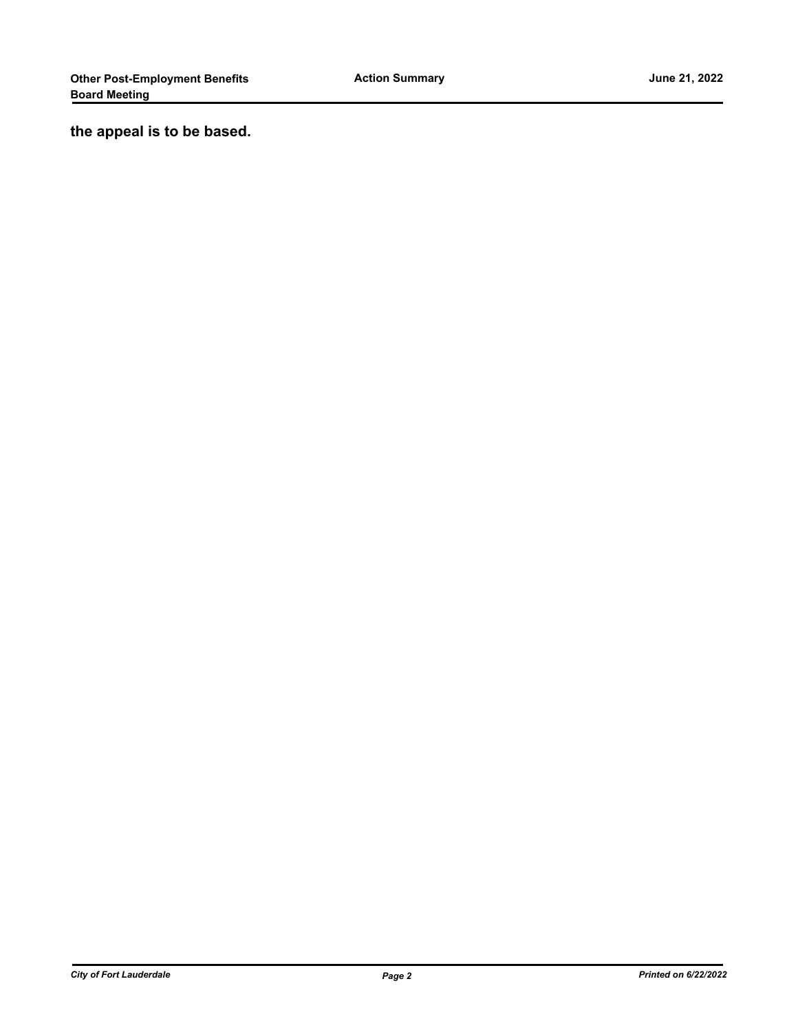**the appeal is to be based.**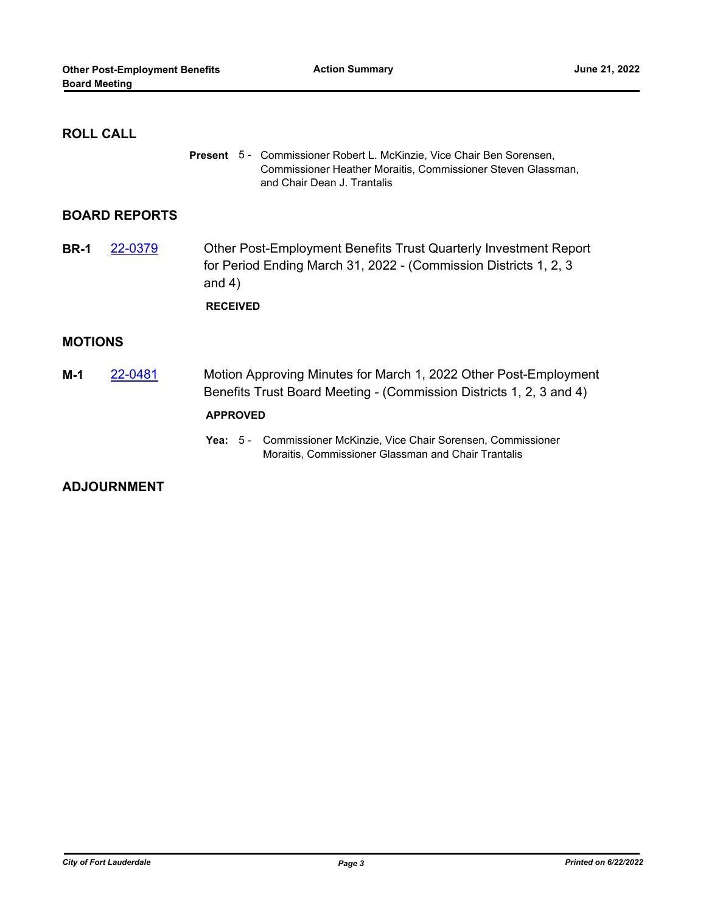## ROLL CALL

**Present** 5 - Commissioner Robert L. McKinzie, Vice Chair Ben Sorensen, Commissioner Heather Moraitis, Commissioner Steven Glassman, and Chair Dean J. Trantalis

## BOARD REPORTS

**BR-1** [22-0379](22-0379) Other Post-Employment Benefits Trust Quarterly Investment Report for Period Ending March 31, 2022 - (Commission Districts 1, 2, 3 and 4)

**RECEIVED**

## MOTIONS

**M-1** [22-0481](22-0481) Motion Approving Minutes for March 1, 2022 Other Post-Employment Benefits Trust Board Meeting - (Commission Districts 1, 2, 3 and 4)

**APPROVED**

**Yea:** 5 - Commissioner McKinzie, Vice Chair Sorensen, Commissioner Moraitis, Commissioner Glassman and Chair Trantalis

## ADJOURNMENT